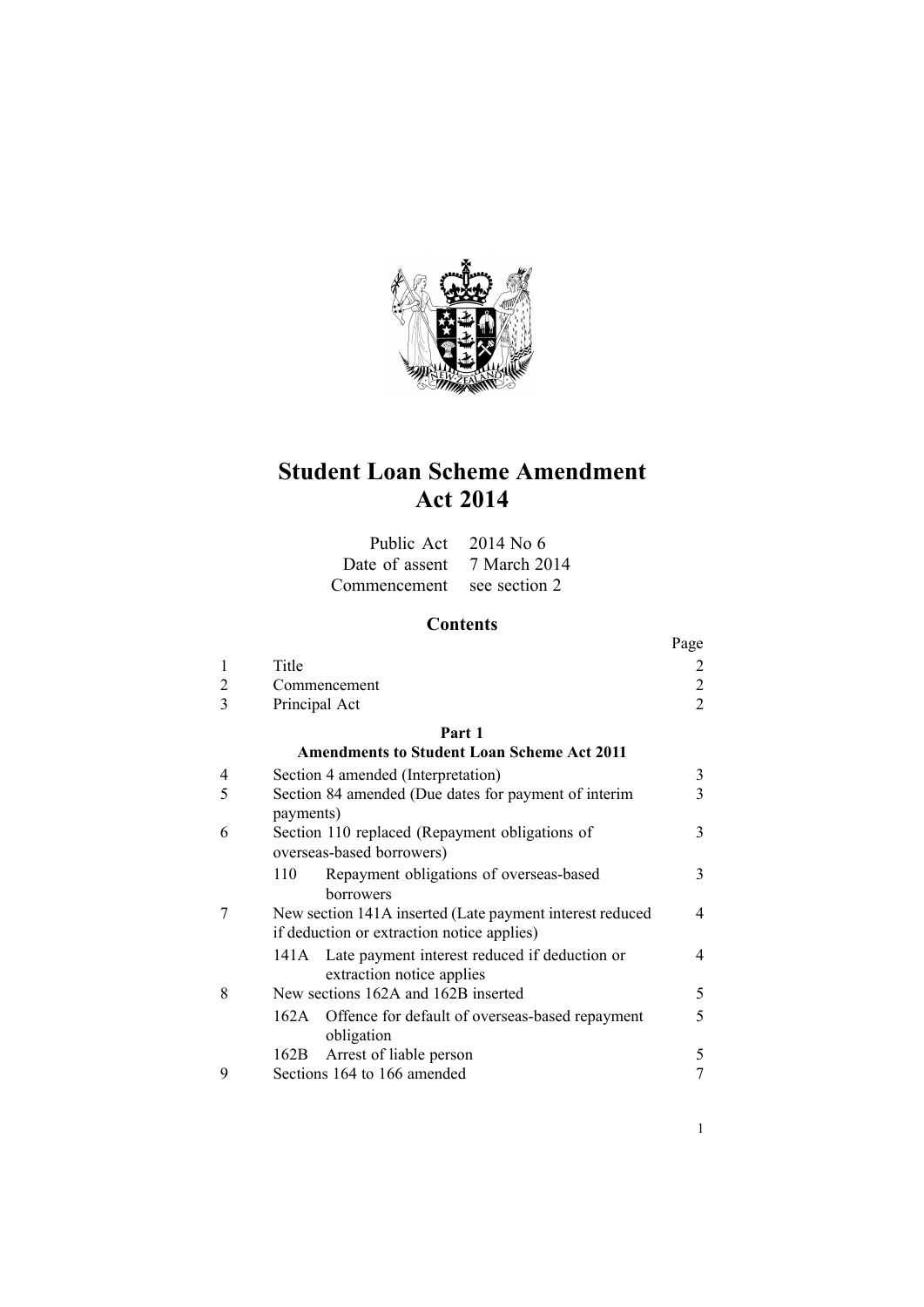# Student Loan Scheme Amendment Act 2014

| | |
|---|---|
| Public Act | 2014 No 6 |
| Date of assent | 7 March 2014 |
| Commencement | see section 2 |

## Contents

| | | Page |
|---|---|---|
| 1 | Title | 2 |
| 2 | Commencement | 2 |
| 3 | Principal Act | 2 |
| | **Part 1** **Amendments to Student Loan Scheme Act 2011** | |
| 4 | Section 4 amended (Interpretation) | 3 |
| 5 | Section 84 amended (Due dates for payment of interim payments) | 3 |
| 6 | Section 110 replaced (Repayment obligations of overseas-based borrowers) | 3 |
| | 110 Repayment obligations of overseas-based borrowers | 3 |
| 7 | New section 141A inserted (Late payment interest reduced if deduction or extraction notice applies) | 4 |
| | 141A Late payment interest reduced if deduction or extraction notice applies | 4 |
| 8 | New sections 162A and 162B inserted | 5 |
| | 162A Offence for default of overseas-based repayment obligation | 5 |
| | 162B Arrest of liable person | 5 |
| 9 | Sections 164 to 166 amended | 7 |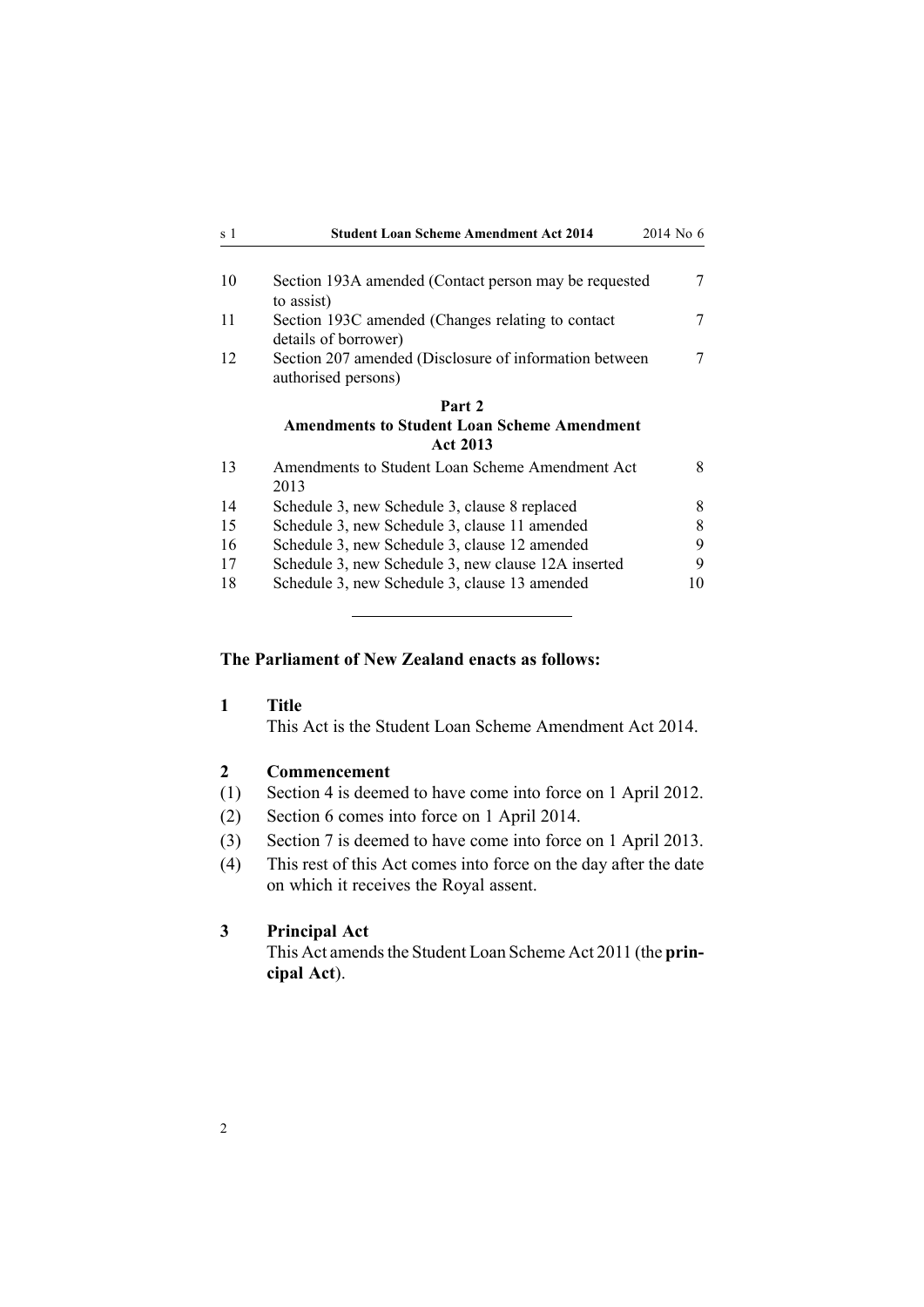| | | |
|---|---|---|
| 10 | Section 193A amended (Contact person may be requested to assist) | 7 |
| 11 | Section 193C amended (Changes relating to contact details of borrower) | 7 |
| 12 | Section 207 amended (Disclosure of information between authorised persons) | 7 |
| | **Part 2** **Amendments to Student Loan Scheme Amendment Act 2013** | |
| 13 | Amendments to Student Loan Scheme Amendment Act 2013 | 8 |
| 14 | Schedule 3, new Schedule 3, clause 8 replaced | 8 |
| 15 | Schedule 3, new Schedule 3, clause 11 amended | 8 |
| 16 | Schedule 3, new Schedule 3, clause 12 amended | 9 |
| 17 | Schedule 3, new Schedule 3, new clause 12A inserted | 9 |
| 18 | Schedule 3, new Schedule 3, clause 13 amended | 10 |

---

**The Parliament of New Zealand enacts as follows:**

## 1 Title

This Act is the Student Loan Scheme Amendment Act 2014.

## 2 Commencement

(1) Section 4 is deemed to have come into force on 1 April 2012.

(2) Section 6 comes into force on 1 April 2014.

(3) Section 7 is deemed to have come into force on 1 April 2013.

(4) This rest of this Act comes into force on the day after the date on which it receives the Royal assent.

## 3 Principal Act

This Act amends the Student Loan Scheme Act 2011 (the **principal Act**).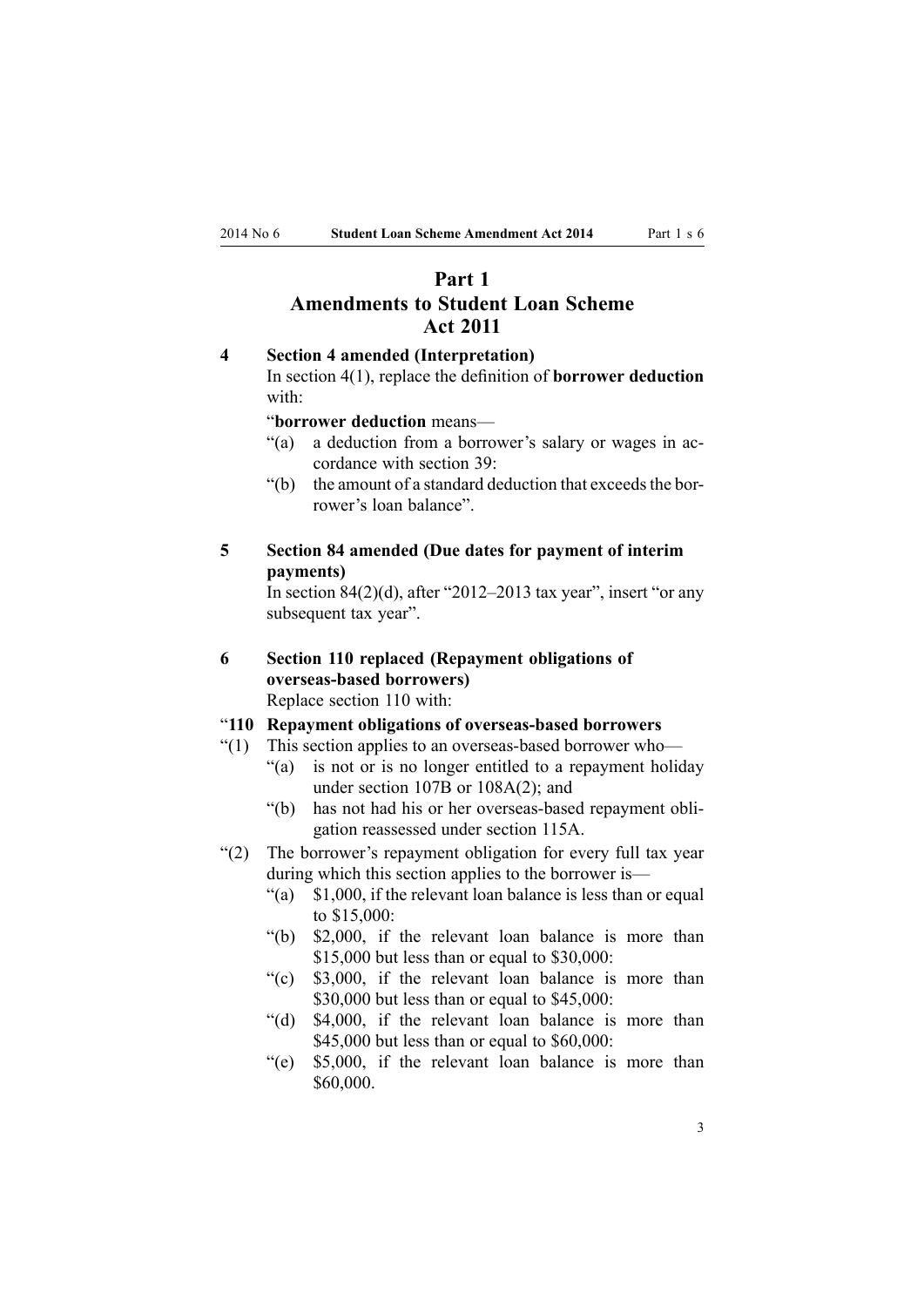# Part 1
# Amendments to Student Loan Scheme Act 2011

### 4 Section 4 amended (Interpretation)

In section 4(1), replace the definition of **borrower deduction** with:

"**borrower deduction** means—

"(a) a deduction from a borrower's salary or wages in accordance with section 39:

"(b) the amount of a standard deduction that exceeds the borrower's loan balance".

### 5 Section 84 amended (Due dates for payment of interim payments)

In section 84(2)(d), after "2012–2013 tax year", insert "or any subsequent tax year".

### 6 Section 110 replaced (Repayment obligations of overseas-based borrowers)

Replace section 110 with:

"**110 Repayment obligations of overseas-based borrowers**

"(1) This section applies to an overseas-based borrower who—

"(a) is not or is no longer entitled to a repayment holiday under section 107B or 108A(2); and

"(b) has not had his or her overseas-based repayment obligation reassessed under section 115A.

"(2) The borrower's repayment obligation for every full tax year during which this section applies to the borrower is—

"(a) $1,000, if the relevant loan balance is less than or equal to $15,000:

"(b) $2,000, if the relevant loan balance is more than $15,000 but less than or equal to $30,000:

"(c) $3,000, if the relevant loan balance is more than $30,000 but less than or equal to $45,000:

"(d) $4,000, if the relevant loan balance is more than $45,000 but less than or equal to $60,000:

"(e) $5,000, if the relevant loan balance is more than $60,000.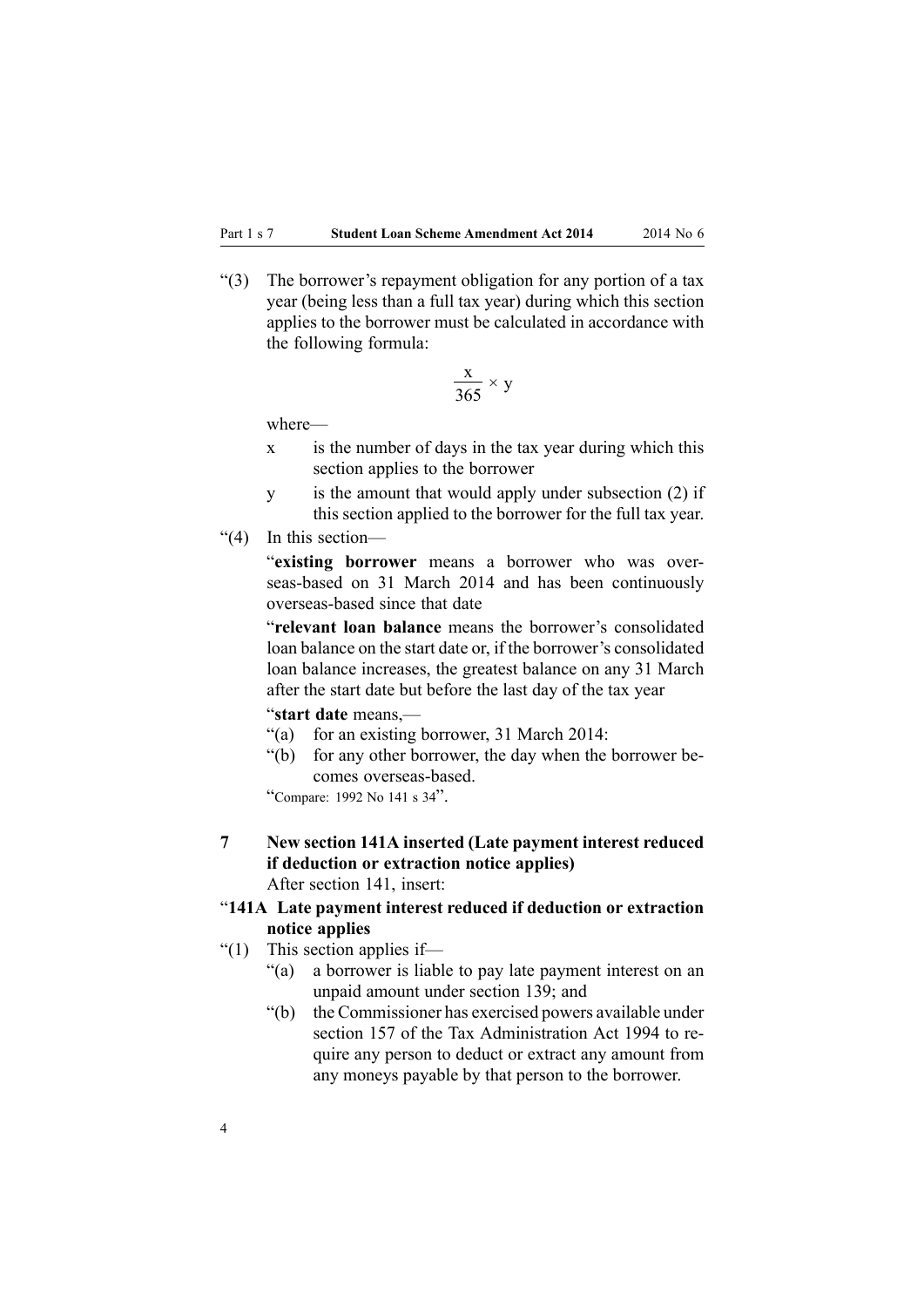"(3) The borrower's repayment obligation for any portion of a tax year (being less than a full tax year) during which this section applies to the borrower must be calculated in accordance with the following formula:

$$\frac{x}{365} \times y$$

where—

- x is the number of days in the tax year during which this section applies to the borrower
- y is the amount that would apply under subsection (2) if this section applied to the borrower for the full tax year.

"(4) In this section—

"**existing borrower** means a borrower who was overseas-based on 31 March 2014 and has been continuously overseas-based since that date

"**relevant loan balance** means the borrower's consolidated loan balance on the start date or, if the borrower's consolidated loan balance increases, the greatest balance on any 31 March after the start date but before the last day of the tax year

"**start date** means,—

"(a) for an existing borrower, 31 March 2014:

"(b) for any other borrower, the day when the borrower becomes overseas-based.

"Compare: 1992 No 141 s 34".

**7 New section 141A inserted (Late payment interest reduced if deduction or extraction notice applies)**

After section 141, insert:

"**141A Late payment interest reduced if deduction or extraction notice applies**

"(1) This section applies if—

"(a) a borrower is liable to pay late payment interest on an unpaid amount under section 139; and

"(b) the Commissioner has exercised powers available under section 157 of the Tax Administration Act 1994 to require any person to deduct or extract any amount from any moneys payable by that person to the borrower.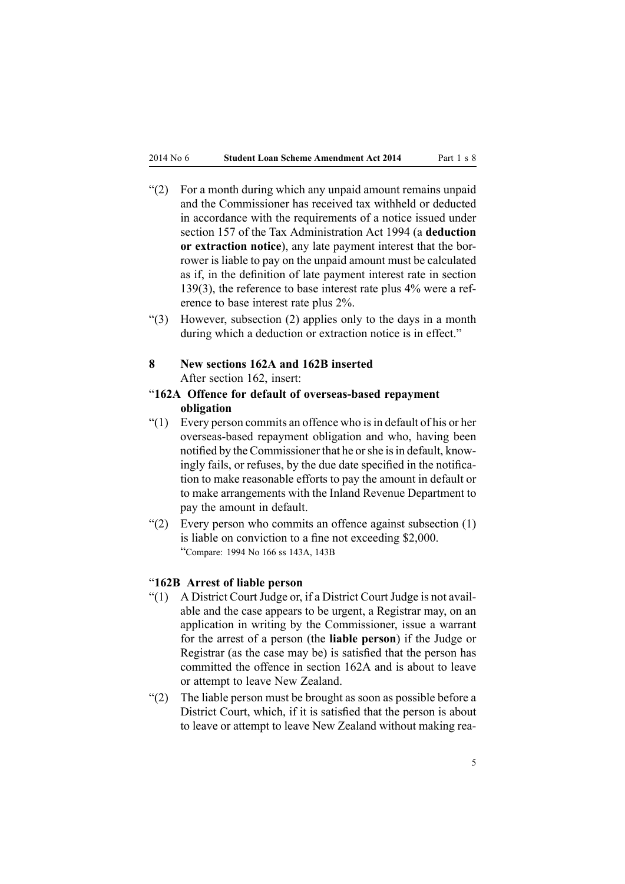"(2) For a month during which any unpaid amount remains unpaid and the Commissioner has received tax withheld or deducted in accordance with the requirements of a notice issued under section 157 of the Tax Administration Act 1994 (a **deduction or extraction notice**), any late payment interest that the borrower is liable to pay on the unpaid amount must be calculated as if, in the definition of late payment interest rate in section 139(3), the reference to base interest rate plus 4% were a reference to base interest rate plus 2%.

"(3) However, subsection (2) applies only to the days in a month during which a deduction or extraction notice is in effect."

### 8 New sections 162A and 162B inserted

After section 162, insert:

#### "162A Offence for default of overseas-based repayment obligation

"(1) Every person commits an offence who is in default of his or her overseas-based repayment obligation and who, having been notified by the Commissioner that he or she is in default, knowingly fails, or refuses, by the due date specified in the notification to make reasonable efforts to pay the amount in default or to make arrangements with the Inland Revenue Department to pay the amount in default.

"(2) Every person who commits an offence against subsection (1) is liable on conviction to a fine not exceeding $2,000.

"Compare: 1994 No 166 ss 143A, 143B

#### "162B Arrest of liable person

"(1) A District Court Judge or, if a District Court Judge is not available and the case appears to be urgent, a Registrar may, on an application in writing by the Commissioner, issue a warrant for the arrest of a person (the **liable person**) if the Judge or Registrar (as the case may be) is satisfied that the person has committed the offence in section 162A and is about to leave or attempt to leave New Zealand.

"(2) The liable person must be brought as soon as possible before a District Court, which, if it is satisfied that the person is about to leave or attempt to leave New Zealand without making rea-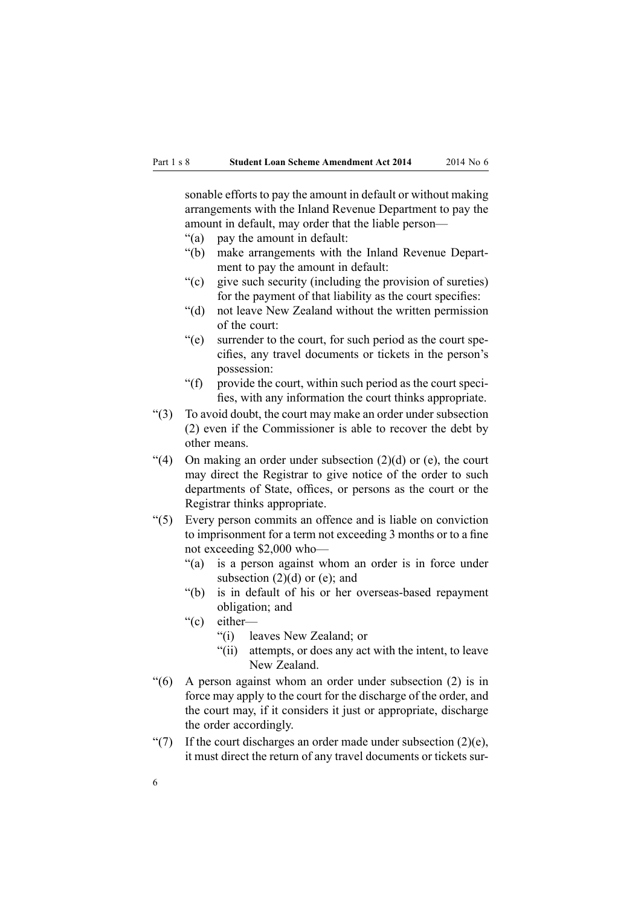sonable efforts to pay the amount in default or without making arrangements with the Inland Revenue Department to pay the amount in default, may order that the liable person—

"(a) pay the amount in default:

"(b) make arrangements with the Inland Revenue Department to pay the amount in default:

"(c) give such security (including the provision of sureties) for the payment of that liability as the court specifies:

"(d) not leave New Zealand without the written permission of the court:

"(e) surrender to the court, for such period as the court specifies, any travel documents or tickets in the person's possession:

"(f) provide the court, within such period as the court specifies, with any information the court thinks appropriate.

"(3) To avoid doubt, the court may make an order under subsection (2) even if the Commissioner is able to recover the debt by other means.

"(4) On making an order under subsection (2)(d) or (e), the court may direct the Registrar to give notice of the order to such departments of State, offices, or persons as the court or the Registrar thinks appropriate.

"(5) Every person commits an offence and is liable on conviction to imprisonment for a term not exceeding 3 months or to a fine not exceeding $2,000 who—

"(a) is a person against whom an order is in force under subsection (2)(d) or (e); and

"(b) is in default of his or her overseas-based repayment obligation; and

"(c) either—

"(i) leaves New Zealand; or

"(ii) attempts, or does any act with the intent, to leave New Zealand.

"(6) A person against whom an order under subsection (2) is in force may apply to the court for the discharge of the order, and the court may, if it considers it just or appropriate, discharge the order accordingly.

"(7) If the court discharges an order made under subsection (2)(e), it must direct the return of any travel documents or tickets sur-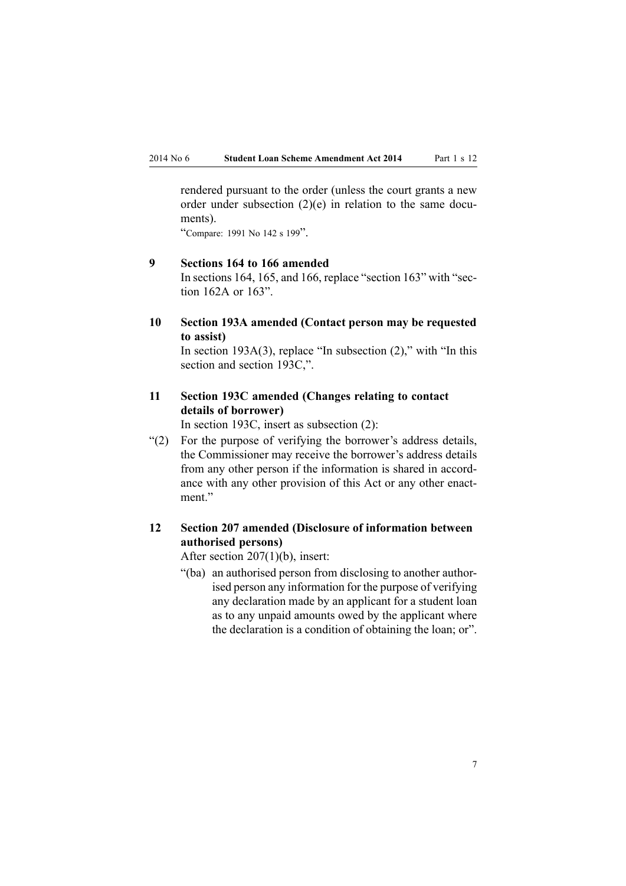rendered pursuant to the order (unless the court grants a new order under subsection (2)(e) in relation to the same documents).

"Compare: 1991 No 142 s 199".

### 9 Sections 164 to 166 amended

In sections 164, 165, and 166, replace "section 163" with "section 162A or 163".

### 10 Section 193A amended (Contact person may be requested to assist)

In section 193A(3), replace "In subsection (2)," with "In this section and section 193C,".

### 11 Section 193C amended (Changes relating to contact details of borrower)

In section 193C, insert as subsection (2):

"(2) For the purpose of verifying the borrower's address details, the Commissioner may receive the borrower's address details from any other person if the information is shared in accordance with any other provision of this Act or any other enactment."

### 12 Section 207 amended (Disclosure of information between authorised persons)

After section 207(1)(b), insert:

"(ba) an authorised person from disclosing to another authorised person any information for the purpose of verifying any declaration made by an applicant for a student loan as to any unpaid amounts owed by the applicant where the declaration is a condition of obtaining the loan; or".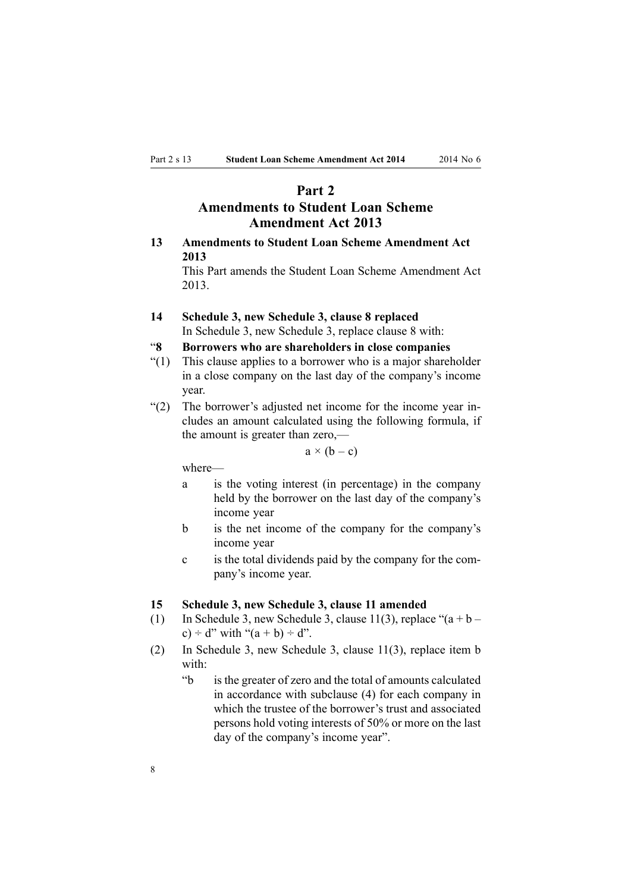# Part 2
# Amendments to Student Loan Scheme Amendment Act 2013

**13 Amendments to Student Loan Scheme Amendment Act 2013**

This Part amends the Student Loan Scheme Amendment Act 2013.

**14 Schedule 3, new Schedule 3, clause 8 replaced**

In Schedule 3, new Schedule 3, replace clause 8 with:

"**8 Borrowers who are shareholders in close companies**

"(1) This clause applies to a borrower who is a major shareholder in a close company on the last day of the company's income year.

"(2) The borrower's adjusted net income for the income year includes an amount calculated using the following formula, if the amount is greater than zero,—

$$a \times (b - c)$$

where—

- a is the voting interest (in percentage) in the company held by the borrower on the last day of the company's income year
- b is the net income of the company for the company's income year
- c is the total dividends paid by the company for the company's income year.

**15 Schedule 3, new Schedule 3, clause 11 amended**

(1) In Schedule 3, new Schedule 3, clause 11(3), replace "$(a + b - c) \div d$" with "$(a + b) \div d$".

(2) In Schedule 3, new Schedule 3, clause 11(3), replace item b with:

"b is the greater of zero and the total of amounts calculated in accordance with subclause (4) for each company in which the trustee of the borrower's trust and associated persons hold voting interests of 50% or more on the last day of the company's income year".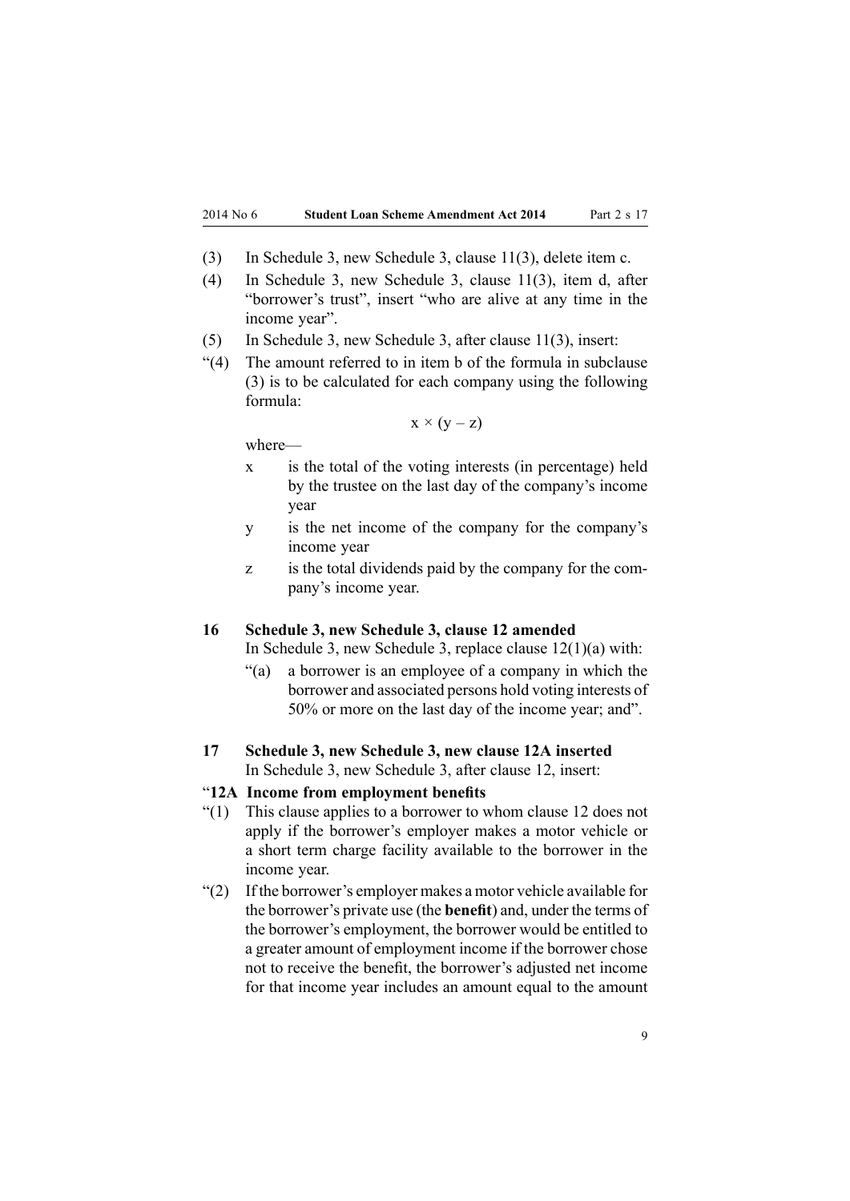(3) In Schedule 3, new Schedule 3, clause 11(3), delete item c.

(4) In Schedule 3, new Schedule 3, clause 11(3), item d, after "borrower's trust", insert "who are alive at any time in the income year".

(5) In Schedule 3, new Schedule 3, after clause 11(3), insert:

"(4) The amount referred to in item b of the formula in subclause (3) is to be calculated for each company using the following formula:

$$x \times (y - z)$$

where—

- x is the total of the voting interests (in percentage) held by the trustee on the last day of the company's income year
- y is the net income of the company for the company's income year
- z is the total dividends paid by the company for the company's income year.

### 16 Schedule 3, new Schedule 3, clause 12 amended

In Schedule 3, new Schedule 3, replace clause 12(1)(a) with:

"(a) a borrower is an employee of a company in which the borrower and associated persons hold voting interests of 50% or more on the last day of the income year; and".

### 17 Schedule 3, new Schedule 3, new clause 12A inserted

In Schedule 3, new Schedule 3, after clause 12, insert:

**"12A Income from employment benefits**

"(1) This clause applies to a borrower to whom clause 12 does not apply if the borrower's employer makes a motor vehicle or a short term charge facility available to the borrower in the income year.

"(2) If the borrower's employer makes a motor vehicle available for the borrower's private use (the **benefit**) and, under the terms of the borrower's employment, the borrower would be entitled to a greater amount of employment income if the borrower chose not to receive the benefit, the borrower's adjusted net income for that income year includes an amount equal to the amount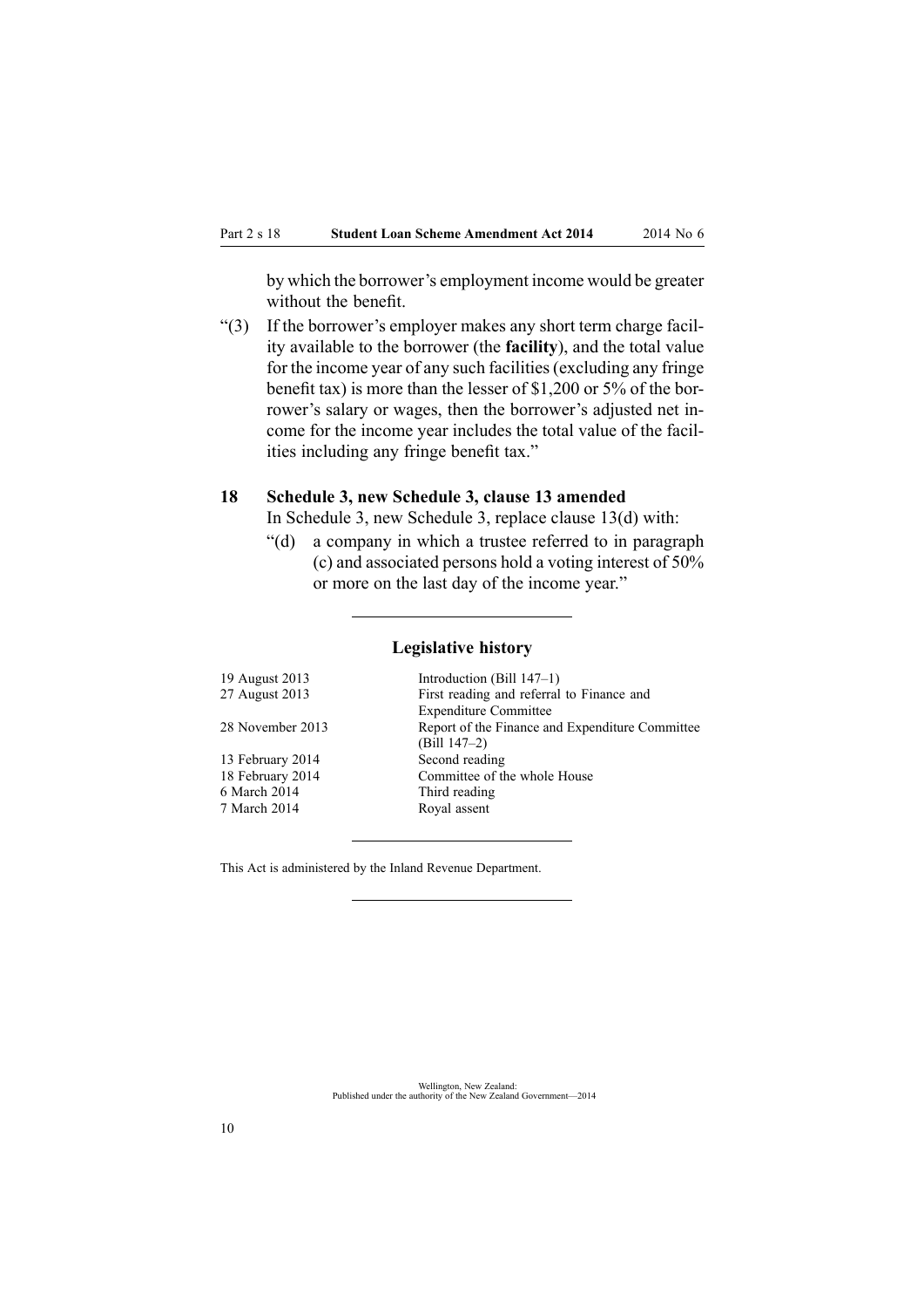by which the borrower's employment income would be greater without the benefit.

"(3) If the borrower's employer makes any short term charge facility available to the borrower (the **facility**), and the total value for the income year of any such facilities (excluding any fringe benefit tax) is more than the lesser of $1,200 or 5% of the borrower's salary or wages, then the borrower's adjusted net income for the income year includes the total value of the facilities including any fringe benefit tax."

### 18 Schedule 3, new Schedule 3, clause 13 amended

In Schedule 3, new Schedule 3, replace clause 13(d) with:

"(d) a company in which a trustee referred to in paragraph (c) and associated persons hold a voting interest of 50% or more on the last day of the income year."

## Legislative history

| | |
|---|---|
| 19 August 2013 | Introduction (Bill 147–1) |
| 27 August 2013 | First reading and referral to Finance and Expenditure Committee |
| 28 November 2013 | Report of the Finance and Expenditure Committee (Bill 147–2) |
| 13 February 2014 | Second reading |
| 18 February 2014 | Committee of the whole House |
| 6 March 2014 | Third reading |
| 7 March 2014 | Royal assent |

This Act is administered by the Inland Revenue Department.

Wellington, New Zealand:
Published under the authority of the New Zealand Government—2014